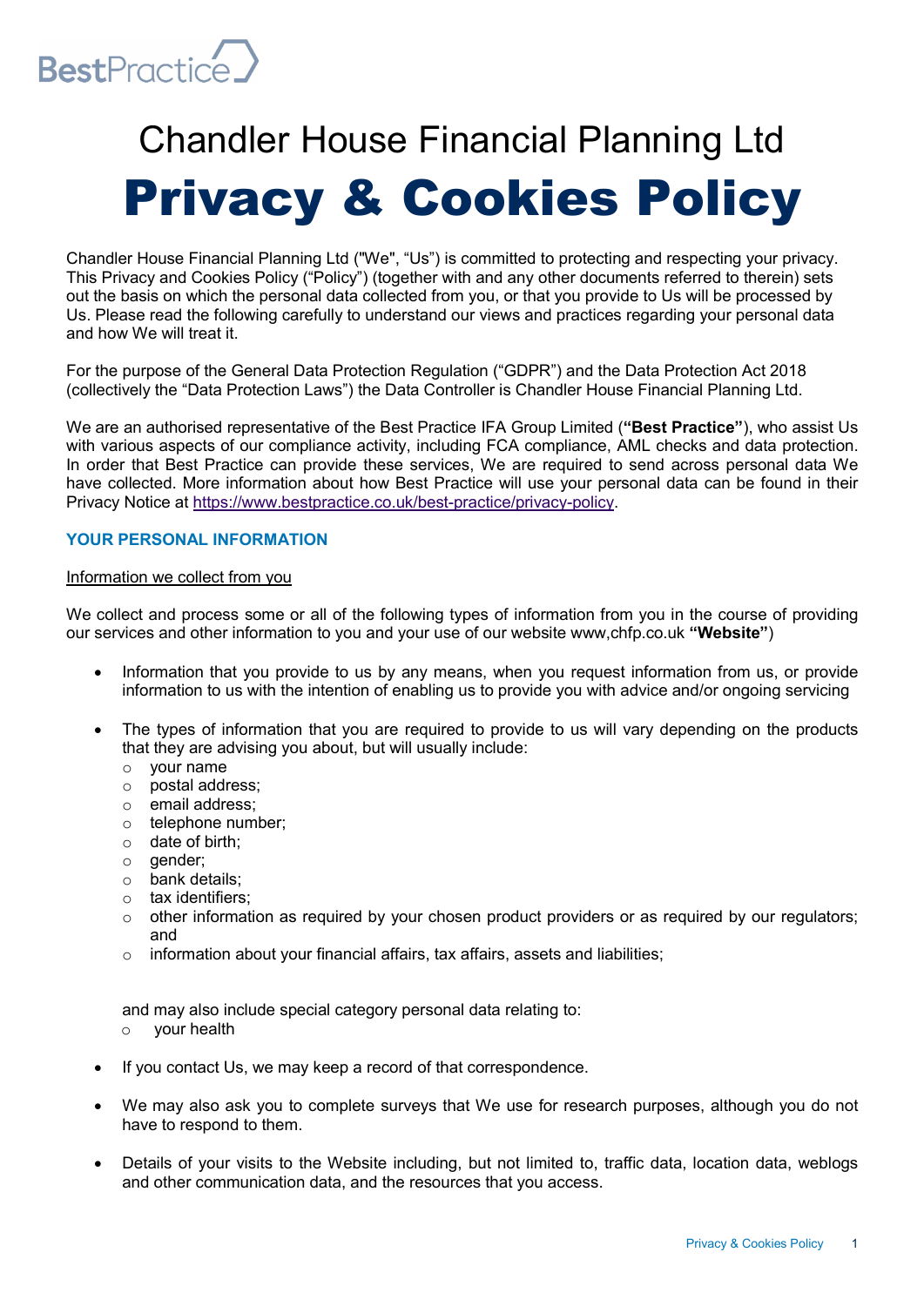BestPractice

# Chandler House Financial Planning Ltd

# Privacy & Cookies Policy

Chandler House Financial Planning Ltd ("We", "Us") is committed to protecting and respecting your privacy. This Privacy and Cookies Policy ("Policy") (together with and any other documents referred to therein) sets out the basis on which the personal data collected from you, or that you provide to Us will be processed by Us. Please read the following carefully to understand our views and practices regarding your personal data and how We will treat it.

For the purpose of the General Data Protection Regulation ("GDPR") and the Data Protection Act 2018 (collectively the "Data Protection Laws") the Data Controller is Chandler House Financial Planning Ltd.

We are an authorised representative of the Best Practice IFA Group Limited (**"Best Practice"**), who assist Us with various aspects of our compliance activity, including FCA compliance, AML checks and data protection. In order that Best Practice can provide these services, We are required to send across personal data We have collected. More information about how Best Practice will use your personal data can be found in their Privacy Notice at https://www.bestpractice.co.uk/best-practice/privacy-policy.

## YOUR PERSONAL INFORMATION

### Information we collect from you

We collect and process some or all of the following types of information from you in the course of providing our services and other information to you and your use of our website www,chfp.co.uk **"Website"**)

- Information that you provide to us by any means, when you request information from us, or provide information to us with the intention of enabling us to provide you with advice and/or ongoing servicing
- The types of information that you are required to provide to us will vary depending on the products that they are advising you about, but will usually include:
    - your name
    - postal address;
    - email address;
    - telephone number;
    - date of birth;
    - gender;
    - bank details;
    - tax identifiers;
    - other information as required by your chosen product providers or as required by our regulators; and
    - information about your financial affairs, tax affairs, assets and liabilities;

  and may also include special category personal data relating to:
    - your health
- If you contact Us, we may keep a record of that correspondence.
- We may also ask you to complete surveys that We use for research purposes, although you do not have to respond to them.
- Details of your visits to the Website including, but not limited to, traffic data, location data, weblogs and other communication data, and the resources that you access.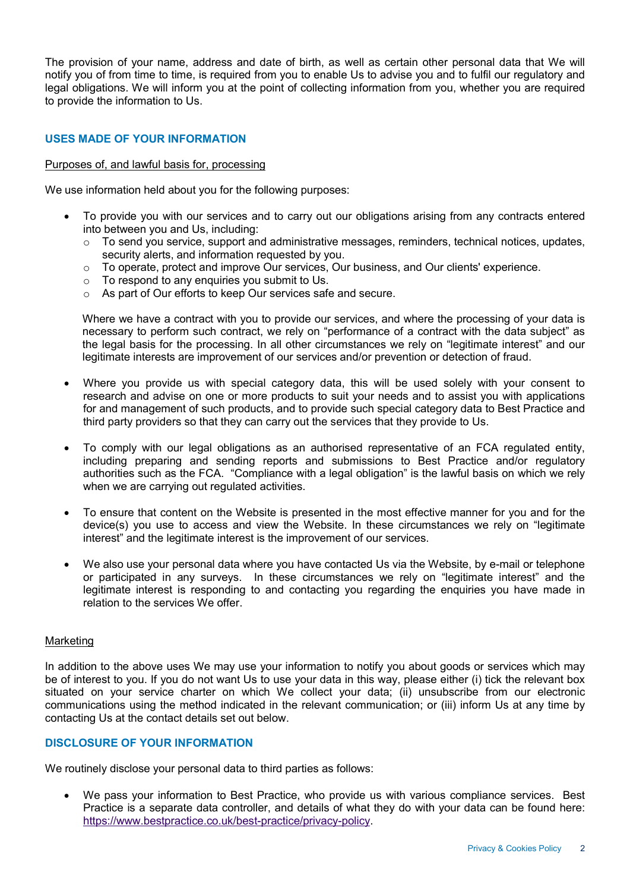The provision of your name, address and date of birth, as well as certain other personal data that We will notify you of from time to time, is required from you to enable Us to advise you and to fulfil our regulatory and legal obligations. We will inform you at the point of collecting information from you, whether you are required to provide the information to Us.

## USES MADE OF YOUR INFORMATION

Purposes of, and lawful basis for, processing

We use information held about you for the following purposes:

- To provide you with our services and to carry out our obligations arising from any contracts entered into between you and Us, including:
  - To send you service, support and administrative messages, reminders, technical notices, updates, security alerts, and information requested by you.
  - To operate, protect and improve Our services, Our business, and Our clients' experience.
  - To respond to any enquiries you submit to Us.
  - As part of Our efforts to keep Our services safe and secure.

  Where we have a contract with you to provide our services, and where the processing of your data is necessary to perform such contract, we rely on "performance of a contract with the data subject" as the legal basis for the processing. In all other circumstances we rely on "legitimate interest" and our legitimate interests are improvement of our services and/or prevention or detection of fraud.

- Where you provide us with special category data, this will be used solely with your consent to research and advise on one or more products to suit your needs and to assist you with applications for and management of such products, and to provide such special category data to Best Practice and third party providers so that they can carry out the services that they provide to Us.

- To comply with our legal obligations as an authorised representative of an FCA regulated entity, including preparing and sending reports and submissions to Best Practice and/or regulatory authorities such as the FCA. "Compliance with a legal obligation" is the lawful basis on which we rely when we are carrying out regulated activities.

- To ensure that content on the Website is presented in the most effective manner for you and for the device(s) you use to access and view the Website. In these circumstances we rely on "legitimate interest" and the legitimate interest is the improvement of our services.

- We also use your personal data where you have contacted Us via the Website, by e-mail or telephone or participated in any surveys. In these circumstances we rely on "legitimate interest" and the legitimate interest is responding to and contacting you regarding the enquiries you have made in relation to the services We offer.

Marketing

In addition to the above uses We may use your information to notify you about goods or services which may be of interest to you. If you do not want Us to use your data in this way, please either (i) tick the relevant box situated on your service charter on which We collect your data; (ii) unsubscribe from our electronic communications using the method indicated in the relevant communication; or (iii) inform Us at any time by contacting Us at the contact details set out below.

## DISCLOSURE OF YOUR INFORMATION

We routinely disclose your personal data to third parties as follows:

- We pass your information to Best Practice, who provide us with various compliance services. Best Practice is a separate data controller, and details of what they do with your data can be found here: https://www.bestpractice.co.uk/best-practice/privacy-policy.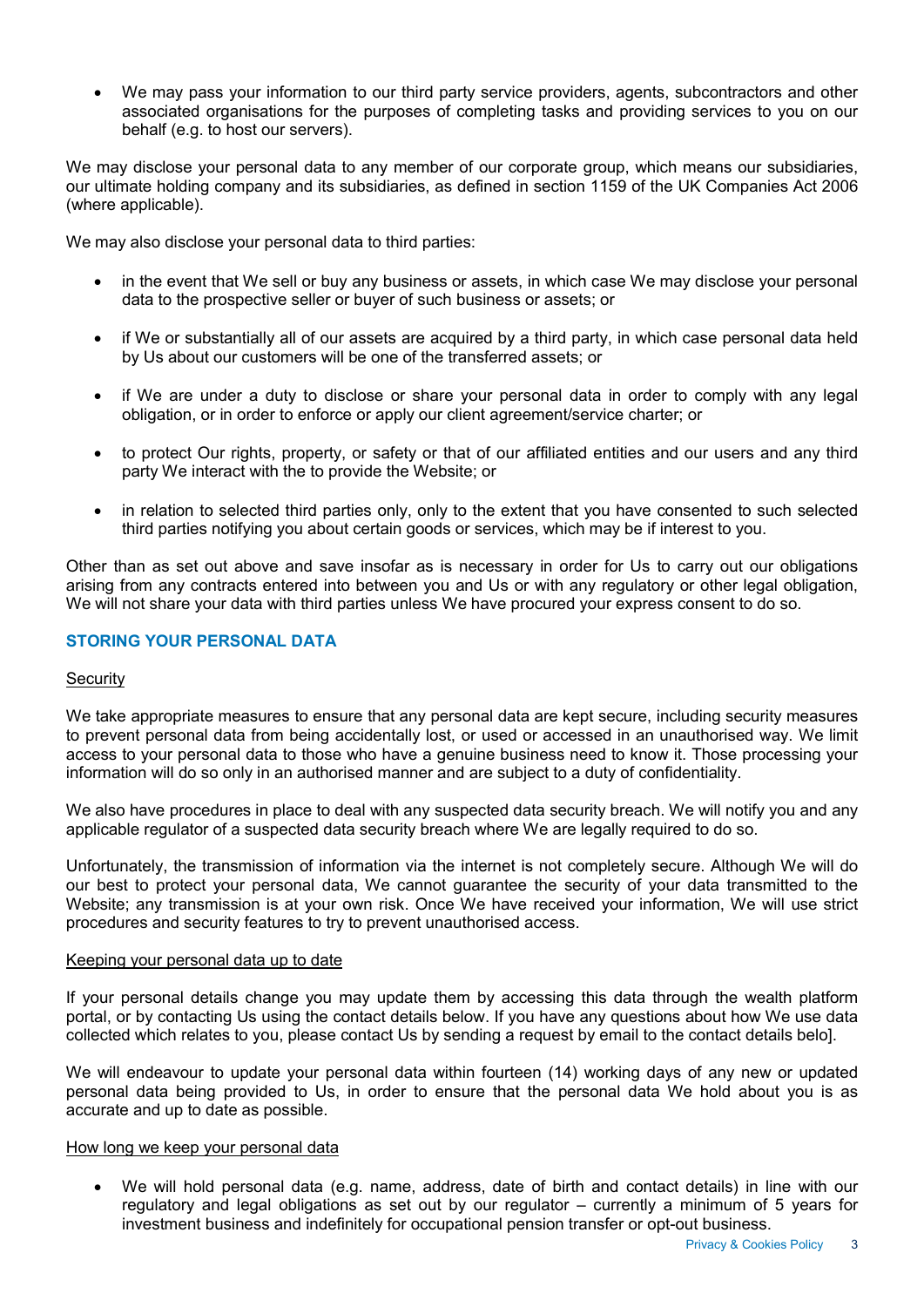- We may pass your information to our third party service providers, agents, subcontractors and other associated organisations for the purposes of completing tasks and providing services to you on our behalf (e.g. to host our servers).

We may disclose your personal data to any member of our corporate group, which means our subsidiaries, our ultimate holding company and its subsidiaries, as defined in section 1159 of the UK Companies Act 2006 (where applicable).

We may also disclose your personal data to third parties:

- in the event that We sell or buy any business or assets, in which case We may disclose your personal data to the prospective seller or buyer of such business or assets; or

- if We or substantially all of our assets are acquired by a third party, in which case personal data held by Us about our customers will be one of the transferred assets; or

- if We are under a duty to disclose or share your personal data in order to comply with any legal obligation, or in order to enforce or apply our client agreement/service charter; or

- to protect Our rights, property, or safety or that of our affiliated entities and our users and any third party We interact with the to provide the Website; or

- in relation to selected third parties only, only to the extent that you have consented to such selected third parties notifying you about certain goods or services, which may be if interest to you.

Other than as set out above and save insofar as is necessary in order for Us to carry out our obligations arising from any contracts entered into between you and Us or with any regulatory or other legal obligation, We will not share your data with third parties unless We have procured your express consent to do so.

## STORING YOUR PERSONAL DATA

### Security

We take appropriate measures to ensure that any personal data are kept secure, including security measures to prevent personal data from being accidentally lost, or used or accessed in an unauthorised way. We limit access to your personal data to those who have a genuine business need to know it. Those processing your information will do so only in an authorised manner and are subject to a duty of confidentiality.

We also have procedures in place to deal with any suspected data security breach. We will notify you and any applicable regulator of a suspected data security breach where We are legally required to do so.

Unfortunately, the transmission of information via the internet is not completely secure. Although We will do our best to protect your personal data, We cannot guarantee the security of your data transmitted to the Website; any transmission is at your own risk. Once We have received your information, We will use strict procedures and security features to try to prevent unauthorised access.

### Keeping your personal data up to date

If your personal details change you may update them by accessing this data through the wealth platform portal, or by contacting Us using the contact details below. If you have any questions about how We use data collected which relates to you, please contact Us by sending a request by email to the contact details belo].

We will endeavour to update your personal data within fourteen (14) working days of any new or updated personal data being provided to Us, in order to ensure that the personal data We hold about you is as accurate and up to date as possible.

### How long we keep your personal data

- We will hold personal data (e.g. name, address, date of birth and contact details) in line with our regulatory and legal obligations as set out by our regulator – currently a minimum of 5 years for investment business and indefinitely for occupational pension transfer or opt-out business.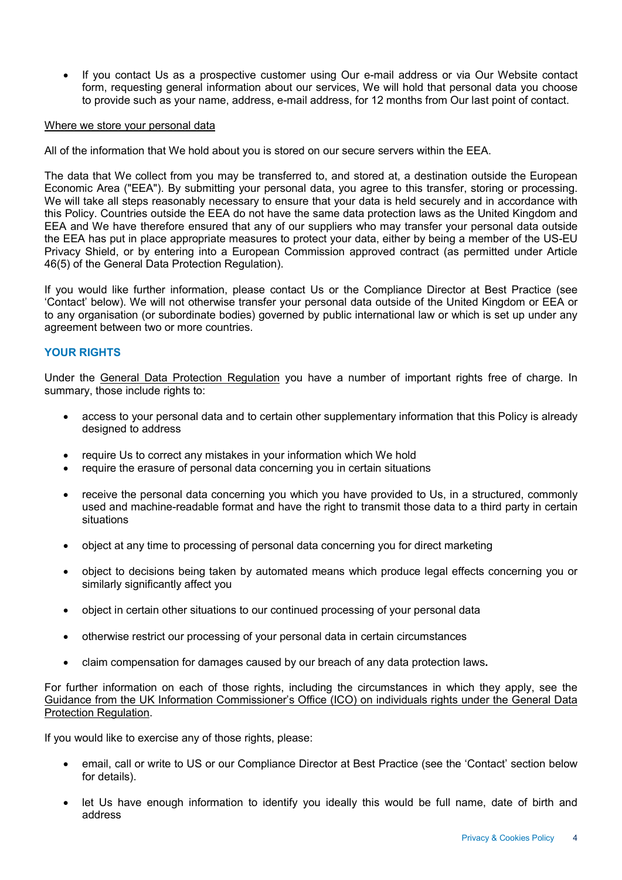- If you contact Us as a prospective customer using Our e-mail address or via Our Website contact form, requesting general information about our services, We will hold that personal data you choose to provide such as your name, address, e-mail address, for 12 months from Our last point of contact.

Where we store your personal data

All of the information that We hold about you is stored on our secure servers within the EEA.

The data that We collect from you may be transferred to, and stored at, a destination outside the European Economic Area ("EEA"). By submitting your personal data, you agree to this transfer, storing or processing. We will take all steps reasonably necessary to ensure that your data is held securely and in accordance with this Policy. Countries outside the EEA do not have the same data protection laws as the United Kingdom and EEA and We have therefore ensured that any of our suppliers who may transfer your personal data outside the EEA has put in place appropriate measures to protect your data, either by being a member of the US-EU Privacy Shield, or by entering into a European Commission approved contract (as permitted under Article 46(5) of the General Data Protection Regulation).

If you would like further information, please contact Us or the Compliance Director at Best Practice (see 'Contact' below). We will not otherwise transfer your personal data outside of the United Kingdom or EEA or to any organisation (or subordinate bodies) governed by public international law or which is set up under any agreement between two or more countries.

## YOUR RIGHTS

Under the General Data Protection Regulation you have a number of important rights free of charge. In summary, those include rights to:

- access to your personal data and to certain other supplementary information that this Policy is already designed to address
- require Us to correct any mistakes in your information which We hold
- require the erasure of personal data concerning you in certain situations
- receive the personal data concerning you which you have provided to Us, in a structured, commonly used and machine-readable format and have the right to transmit those data to a third party in certain situations
- object at any time to processing of personal data concerning you for direct marketing
- object to decisions being taken by automated means which produce legal effects concerning you or similarly significantly affect you
- object in certain other situations to our continued processing of your personal data
- otherwise restrict our processing of your personal data in certain circumstances
- claim compensation for damages caused by our breach of any data protection laws**.**

For further information on each of those rights, including the circumstances in which they apply, see the Guidance from the UK Information Commissioner's Office (ICO) on individuals rights under the General Data Protection Regulation.

If you would like to exercise any of those rights, please:

- email, call or write to US or our Compliance Director at Best Practice (see the 'Contact' section below for details).
- let Us have enough information to identify you ideally this would be full name, date of birth and address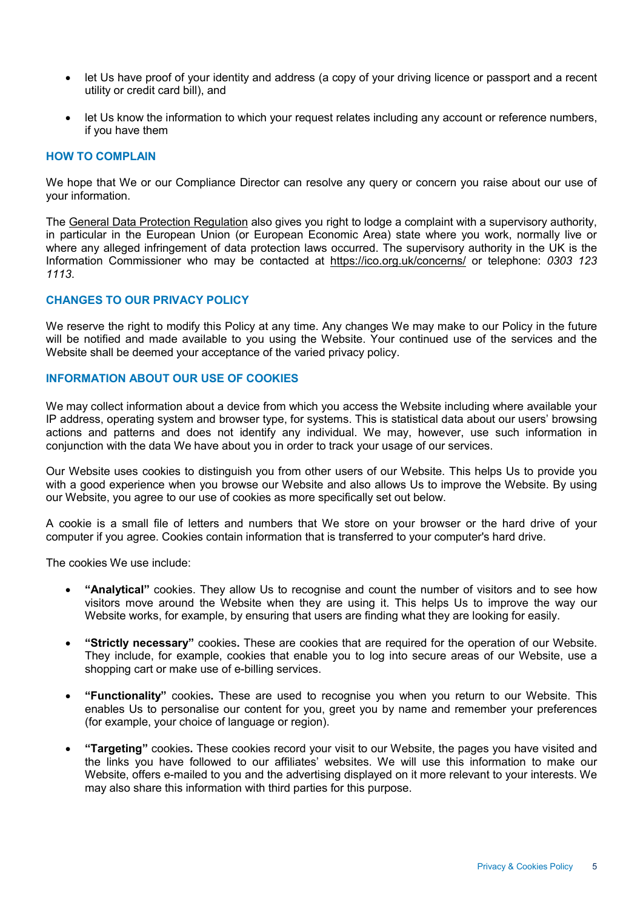- let Us have proof of your identity and address (a copy of your driving licence or passport and a recent utility or credit card bill), and
- let Us know the information to which your request relates including any account or reference numbers, if you have them

## HOW TO COMPLAIN

We hope that We or our Compliance Director can resolve any query or concern you raise about our use of your information.

The General Data Protection Regulation also gives you right to lodge a complaint with a supervisory authority, in particular in the European Union (or European Economic Area) state where you work, normally live or where any alleged infringement of data protection laws occurred. The supervisory authority in the UK is the Information Commissioner who may be contacted at https://ico.org.uk/concerns/ or telephone: *0303 123 1113*.

## CHANGES TO OUR PRIVACY POLICY

We reserve the right to modify this Policy at any time. Any changes We may make to our Policy in the future will be notified and made available to you using the Website. Your continued use of the services and the Website shall be deemed your acceptance of the varied privacy policy.

## INFORMATION ABOUT OUR USE OF COOKIES

We may collect information about a device from which you access the Website including where available your IP address, operating system and browser type, for systems. This is statistical data about our users' browsing actions and patterns and does not identify any individual. We may, however, use such information in conjunction with the data We have about you in order to track your usage of our services.

Our Website uses cookies to distinguish you from other users of our Website. This helps Us to provide you with a good experience when you browse our Website and also allows Us to improve the Website. By using our Website, you agree to our use of cookies as more specifically set out below.

A cookie is a small file of letters and numbers that We store on your browser or the hard drive of your computer if you agree. Cookies contain information that is transferred to your computer's hard drive.

The cookies We use include:

- **"Analytical"** cookies. They allow Us to recognise and count the number of visitors and to see how visitors move around the Website when they are using it. This helps Us to improve the way our Website works, for example, by ensuring that users are finding what they are looking for easily.
- **"Strictly necessary"** cookies**.** These are cookies that are required for the operation of our Website. They include, for example, cookies that enable you to log into secure areas of our Website, use a shopping cart or make use of e-billing services.
- **"Functionality"** cookies**.** These are used to recognise you when you return to our Website. This enables Us to personalise our content for you, greet you by name and remember your preferences (for example, your choice of language or region).
- **"Targeting"** cookies**.** These cookies record your visit to our Website, the pages you have visited and the links you have followed to our affiliates' websites. We will use this information to make our Website, offers e-mailed to you and the advertising displayed on it more relevant to your interests. We may also share this information with third parties for this purpose.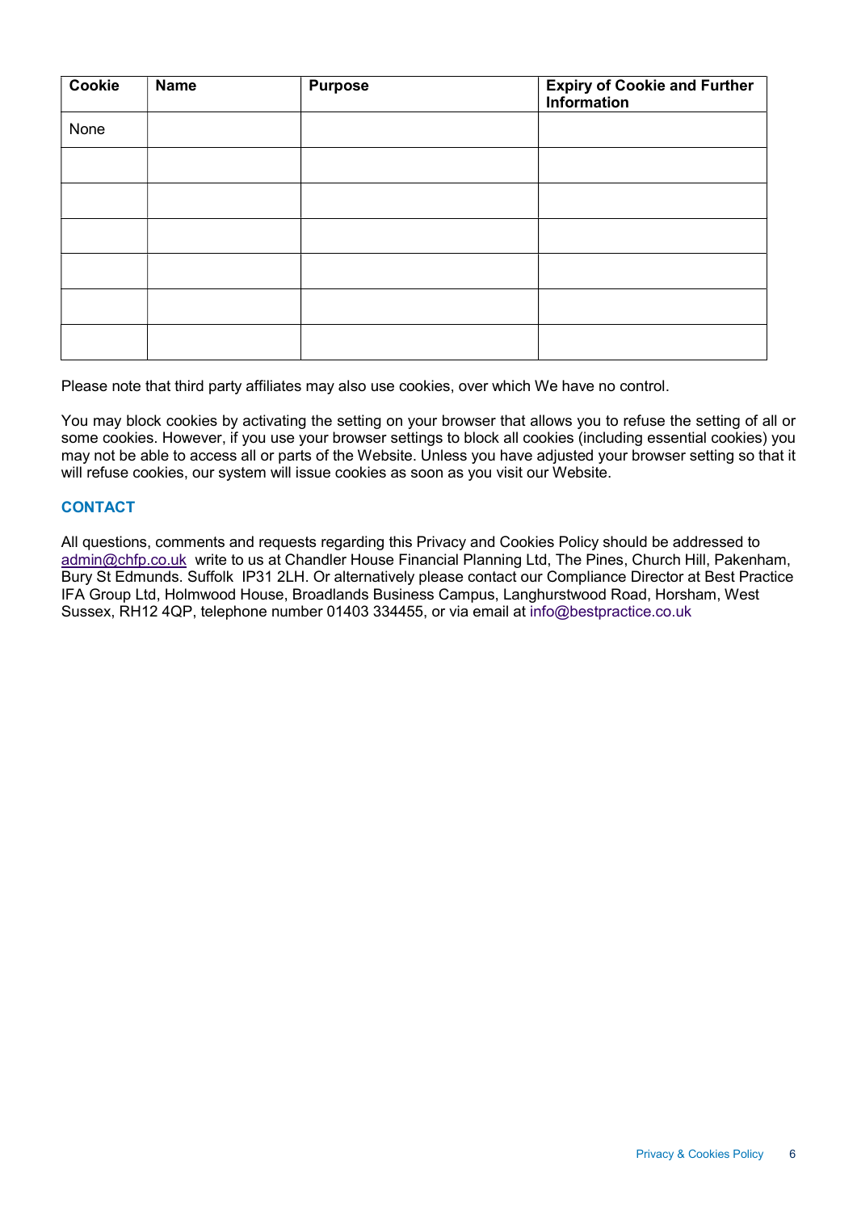| Cookie | Name | Purpose | Expiry of Cookie and Further Information |
|---|---|---|---|
| None | | | |
| | | | |
| | | | |
| | | | |
| | | | |
| | | | |
| | | | |

Please note that third party affiliates may also use cookies, over which We have no control.

You may block cookies by activating the setting on your browser that allows you to refuse the setting of all or some cookies. However, if you use your browser settings to block all cookies (including essential cookies) you may not be able to access all or parts of the Website. Unless you have adjusted your browser setting so that it will refuse cookies, our system will issue cookies as soon as you visit our Website.

## CONTACT

All questions, comments and requests regarding this Privacy and Cookies Policy should be addressed to admin@chfp.co.uk write to us at Chandler House Financial Planning Ltd, The Pines, Church Hill, Pakenham, Bury St Edmunds. Suffolk IP31 2LH. Or alternatively please contact our Compliance Director at Best Practice IFA Group Ltd, Holmwood House, Broadlands Business Campus, Langhurstwood Road, Horsham, West Sussex, RH12 4QP, telephone number 01403 334455, or via email at info@bestpractice.co.uk